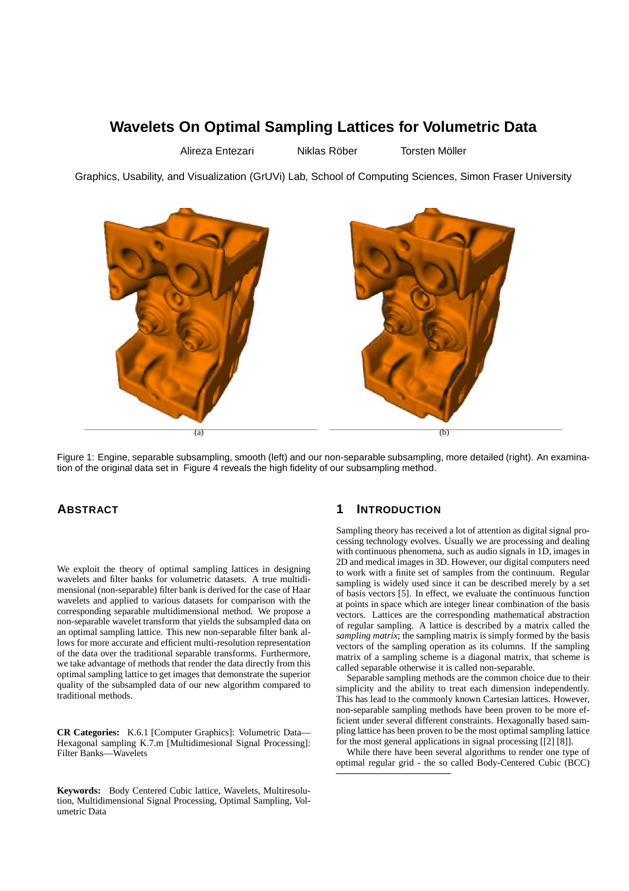# Wavelets On Optimal Sampling Lattices for Volumetric Data

Alireza Entezari    Niklas Röber    Torsten Möller

Graphics, Usability, and Visualization (GrUVi) Lab, School of Computing Sciences, Simon Fraser University

(a)

(b)

Figure 1: Engine, separable subsampling, smooth (left) and our non-separable subsampling, more detailed (right). An examination of the original data set in Figure 4 reveals the high fidelity of our subsampling method.

## Abstract

We exploit the theory of optimal sampling lattices in designing wavelets and filter banks for volumetric datasets. A true multidimensional (non-separable) filter bank is derived for the case of Haar wavelets and applied to various datasets for comparison with the corresponding separable multidimensional method. We propose a non-separable wavelet transform that yields the subsampled data on an optimal sampling lattice. This new non-separable filter bank allows for more accurate and efficient multi-resolution representation of the data over the traditional separable transforms. Furthermore, we take advantage of methods that render the data directly from this optimal sampling lattice to get images that demonstrate the superior quality of the subsampled data of our new algorithm compared to traditional methods.

**CR Categories:** K.6.1 [Computer Graphics]: Volumetric Data—Hexagonal sampling K.7.m [Multidimesional Signal Processing]: Filter Banks—Wavelets

**Keywords:** Body Centered Cubic lattice, Wavelets, Multiresolution, Multidimensional Signal Processing, Optimal Sampling, Volumetric Data

## 1 Introduction

Sampling theory has received a lot of attention as digital signal processing technology evolves. Usually we are processing and dealing with continuous phenomena, such as audio signals in 1D, images in 2D and medical images in 3D. However, our digital computers need to work with a finite set of samples from the continuum. Regular sampling is widely used since it can be described merely by a set of basis vectors [5]. In effect, we evaluate the continuous function at points in space which are integer linear combination of the basis vectors. Lattices are the corresponding mathematical abstraction of regular sampling. A lattice is described by a matrix called the *sampling matrix*; the sampling matrix is simply formed by the basis vectors of the sampling operation as its columns. If the sampling matrix of a sampling scheme is a diagonal matrix, that scheme is called separable otherwise it is called non-separable.

Separable sampling methods are the common choice due to their simplicity and the ability to treat each dimension independently. This has lead to the commonly known Cartesian lattices. However, non-separable sampling methods have been proven to be more efficient under several different constraints. Hexagonally based sampling lattice has been proven to be the most optimal sampling lattice for the most general applications in signal processing [[2] [8]].

While there have been several algorithms to render one type of optimal regular grid - the so called Body-Centered Cubic (BCC)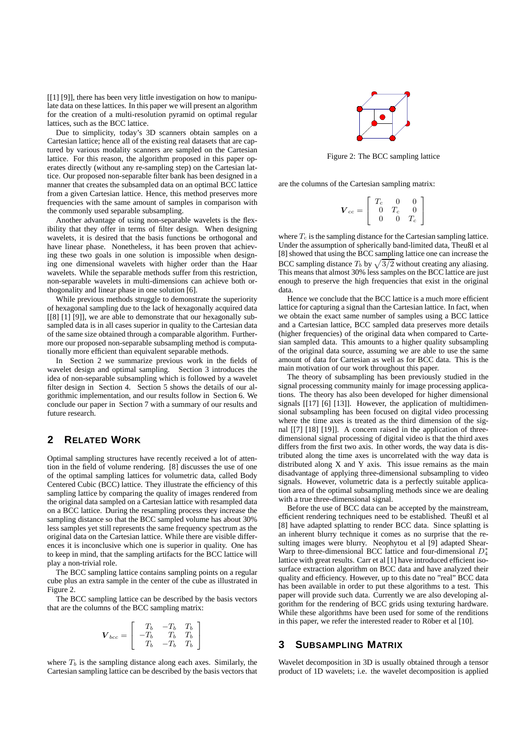[[1] [9]], there has been very little investigation on how to manipulate data on these lattices. In this paper we will present an algorithm for the creation of a multi-resolution pyramid on optimal regular lattices, such as the BCC lattice.

Due to simplicity, today's 3D scanners obtain samples on a Cartesian lattice; hence all of the existing real datasets that are captured by various modality scanners are sampled on the Cartesian lattice. For this reason, the algorithm proposed in this paper operates directly (without any re-sampling step) on the Cartesian lattice. Our proposed non-separable filter bank has been designed in a manner that creates the subsampled data on an optimal BCC lattice from a given Cartesian lattice. Hence, this method preserves more frequencies with the same amount of samples in comparison with the commonly used separable subsampling.

Another advantage of using non-separable wavelets is the flexibility that they offer in terms of filter design. When designing wavelets, it is desired that the basis functions be orthogonal and have linear phase. Nonetheless, it has been proven that achieving these two goals in one solution is impossible when designing one dimensional wavelets with higher order than the Haar wavelets. While the separable methods suffer from this restriction, non-separable wavelets in multi-dimensions can achieve both orthogonality and linear phase in one solution [6].

While previous methods struggle to demonstrate the superiority of hexagonal sampling due to the lack of hexagonally acquired data [[8] [1] [9]], we are able to demonstrate that our hexagonally subsampled data is in all cases superior in quality to the Cartesian data of the same size obtained through a comparable algorithm. Furthermore our proposed non-separable subsampling method is computationally more efficient than equivalent separable methods.

In Section 2 we summarize previous work in the fields of wavelet design and optimal sampling. Section 3 introduces the idea of non-separable subsampling which is followed by a wavelet filter design in Section 4. Section 5 shows the details of our algorithmic implementation, and our results follow in Section 6. We conclude our paper in Section 7 with a summary of our results and future research.

## 2 Related Work

Optimal sampling structures have recently received a lot of attention in the field of volume rendering. [8] discusses the use of one of the optimal sampling lattices for volumetric data, called Body Centered Cubic (BCC) lattice. They illustrate the efficiency of this sampling lattice by comparing the quality of images rendered from the original data sampled on a Cartesian lattice with resampled data on a BCC lattice. During the resampling process they increase the sampling distance so that the BCC sampled volume has about 30% less samples yet still represents the same frequency spectrum as the original data on the Cartesian lattice. While there are visible differences it is inconclusive which one is superior in quality. One has to keep in mind, that the sampling artifacts for the BCC lattice will play a non-trivial role.

The BCC sampling lattice contains sampling points on a regular cube plus an extra sample in the center of the cube as illustrated in Figure 2.

The BCC sampling lattice can be described by the basis vectors that are the columns of the BCC sampling matrix:

$$\boldsymbol{V}_{bcc} = \begin{bmatrix} T_b & -T_b & T_b \\ -T_b & T_b & T_b \\ T_b & -T_b & T_b \end{bmatrix}$$

where $T_b$ is the sampling distance along each axes. Similarly, the Cartesian sampling lattice can be described by the basis vectors that are the columns of the Cartesian sampling matrix:

Figure 2: The BCC sampling lattice

$$\boldsymbol{V}_{cc} = \begin{bmatrix} T_c & 0 & 0 \\ 0 & T_c & 0 \\ 0 & 0 & T_c \end{bmatrix}$$

where $T_c$ is the sampling distance for the Cartesian sampling lattice. Under the assumption of spherically band-limited data, Theußl et al [8] showed that using the BCC sampling lattice one can increase the BCC sampling distance $T_b$ by $\sqrt{3/2}$ without creating any aliasing. This means that almost 30% less samples on the BCC lattice are just enough to preserve the high frequencies that exist in the original data.

Hence we conclude that the BCC lattice is a much more efficient lattice for capturing a signal than the Cartesian lattice. In fact, when we obtain the exact same number of samples using a BCC lattice and a Cartesian lattice, BCC sampled data preserves more details (higher frequencies) of the original data when compared to Cartesian sampled data. This amounts to a higher quality subsampling of the original data source, assuming we are able to use the same amount of data for Cartesian as well as for BCC data. This is the main motivation of our work throughout this paper.

The theory of subsampling has been previously studied in the signal processing community mainly for image processing applications. The theory has also been developed for higher dimensional signals [[17] [6] [13]]. However, the application of multidimensional subsampling has been focused on digital video processing where the time axes is treated as the third dimension of the signal [[7] [18] [19]]. A concern raised in the application of three-dimensional signal processing of digital video is that the third axes differs from the first two axis. In other words, the way data is distributed along the time axes is uncorrelated with the way data is distributed along X and Y axis. This issue remains as the main disadvantage of applying three-dimensional subsampling to video signals. However, volumetric data is a perfectly suitable application area of the optimal subsampling methods since we are dealing with a true three-dimensional signal.

Before the use of BCC data can be accepted by the mainstream, efficient rendering techniques need to be established. Theußl et al [8] have adapted splatting to render BCC data. Since splatting is an inherent blurry technique it comes as no surprise that the resulting images were blurry. Neophytou et al [9] adapted Shear-Warp to three-dimensional BCC lattice and four-dimensional $D_4^*$ lattice with great results. Carr et al [1] have introduced efficient isosurface extraction algorithm on BCC data and have analyzed their quality and efficiency. However, up to this date no "real" BCC data has been available in order to put these algorithms to a test. This paper will provide such data. Currently we are also developing algorithm for the rendering of BCC grids using texturing hardware. While these algorithms have been used for some of the renditions in this paper, we refer the interested reader to Röber et al [10].

## 3 Subsampling Matrix

Wavelet decomposition in 3D is usually obtained through a tensor product of 1D wavelets; i.e. the wavelet decomposition is applied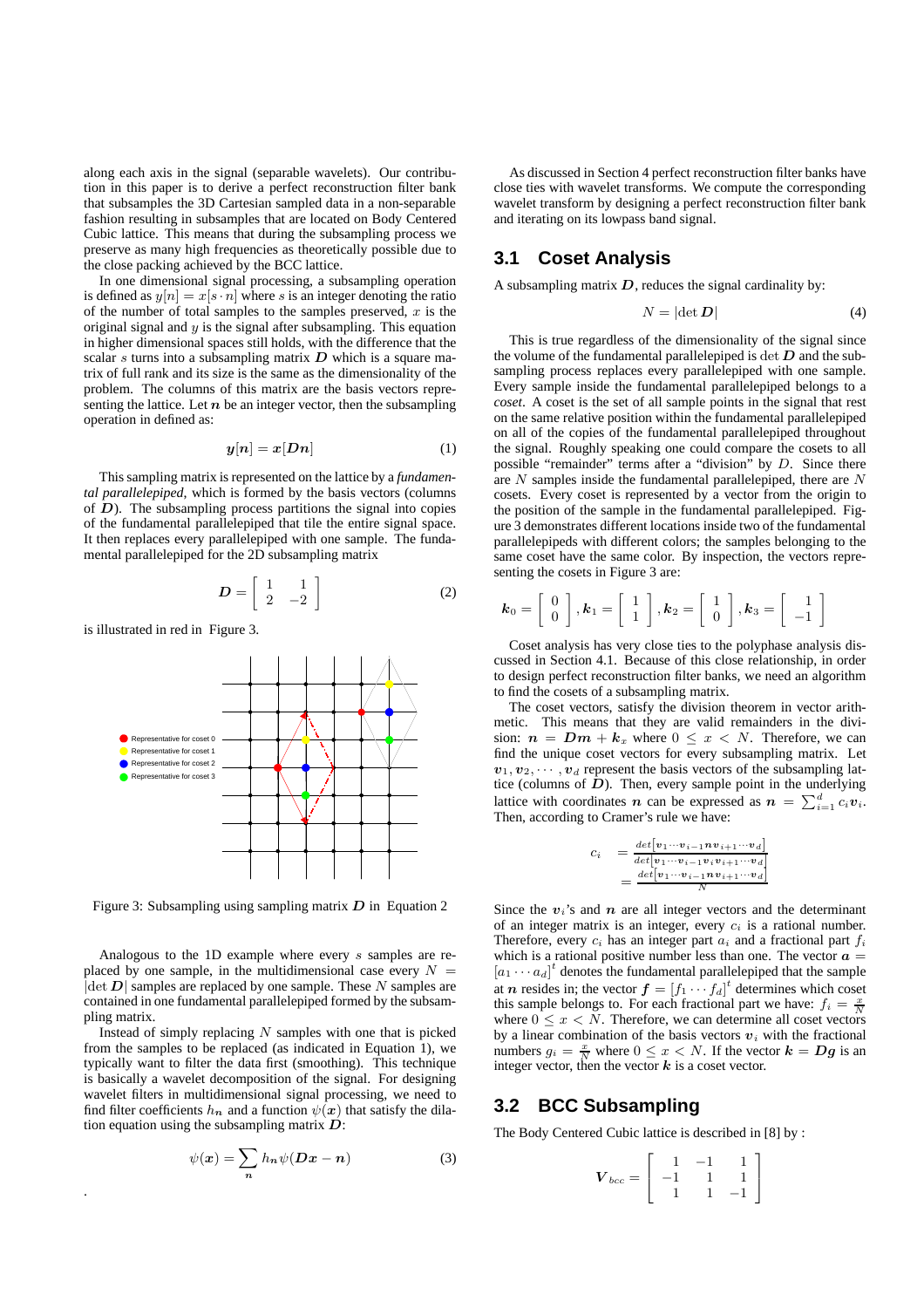along each axis in the signal (separable wavelets). Our contribution in this paper is to derive a perfect reconstruction filter bank that subsamples the 3D Cartesian sampled data in a non-separable fashion resulting in subsamples that are located on Body Centered Cubic lattice. This means that during the subsampling process we preserve as many high frequencies as theoretically possible due to the close packing achieved by the BCC lattice.

In one dimensional signal processing, a subsampling operation is defined as $y[n] = x[s \cdot n]$ where $s$ is an integer denoting the ratio of the number of total samples to the samples preserved, $x$ is the original signal and $y$ is the signal after subsampling. This equation in higher dimensional spaces still holds, with the difference that the scalar $s$ turns into a subsampling matrix $\boldsymbol{D}$ which is a square matrix of full rank and its size is the same as the dimensionality of the problem. The columns of this matrix are the basis vectors representing the lattice. Let $\boldsymbol{n}$ be an integer vector, then the subsampling operation in defined as:

$$\boldsymbol{y}[\boldsymbol{n}] = \boldsymbol{x}[\boldsymbol{D}\boldsymbol{n}] \tag{1}$$

This sampling matrix is represented on the lattice by a *fundamental parallelepiped*, which is formed by the basis vectors (columns of $\boldsymbol{D}$). The subsampling process partitions the signal into copies of the fundamental parallelepiped that tile the entire signal space. It then replaces every parallelepiped with one sample. The fundamental parallelepiped for the 2D subsampling matrix

$$\boldsymbol{D} = \begin{bmatrix} 1 & 1 \\ 2 & -2 \end{bmatrix} \tag{2}$$

is illustrated in red in Figure 3.

Figure 3: Subsampling using sampling matrix $\boldsymbol{D}$ in Equation 2

Analogous to the 1D example where every $s$ samples are replaced by one sample, in the multidimensional case every $N = |\det \boldsymbol{D}|$ samples are replaced by one sample. These $N$ samples are contained in one fundamental parallelepiped formed by the subsampling matrix.

Instead of simply replacing $N$ samples with one that is picked from the samples to be replaced (as indicated in Equation 1), we typically want to filter the data first (smoothing). This technique is basically a wavelet decomposition of the signal. For designing wavelet filters in multidimensional signal processing, we need to find filter coefficients $h_{\boldsymbol{n}}$ and a function $\psi(\boldsymbol{x})$ that satisfy the dilation equation using the subsampling matrix $\boldsymbol{D}$:

$$\psi(\boldsymbol{x}) = \sum_{\boldsymbol{n}} h_{\boldsymbol{n}} \psi(\boldsymbol{D}\boldsymbol{x} - \boldsymbol{n}) \tag{3}$$

As discussed in Section 4 perfect reconstruction filter banks have close ties with wavelet transforms. We compute the corresponding wavelet transform by designing a perfect reconstruction filter bank and iterating on its lowpass band signal.

## 3.1 Coset Analysis

A subsampling matrix $\boldsymbol{D}$, reduces the signal cardinality by:

$$N = |\det \boldsymbol{D}| \tag{4}$$

This is true regardless of the dimensionality of the signal since the volume of the fundamental parallelepiped is $\det \boldsymbol{D}$ and the subsampling process replaces every parallelepiped with one sample. Every sample inside the fundamental parallelepiped belongs to a *coset*. A coset is the set of all sample points in the signal that rest on the same relative position within the fundamental parallelepiped on all of the copies of the fundamental parallelepiped throughout the signal. Roughly speaking one could compare the cosets to all possible "remainder" terms after a "division" by $D$. Since there are $N$ samples inside the fundamental parallelepiped, there are $N$ cosets. Every coset is represented by a vector from the origin to the position of the sample in the fundamental parallelepiped. Figure 3 demonstrates different locations inside two of the fundamental parallelepipeds with different colors; the samples belonging to the same coset have the same color. By inspection, the vectors representing the cosets in Figure 3 are:

$$\boldsymbol{k}_0 = \begin{bmatrix} 0 \\ 0 \end{bmatrix}, \boldsymbol{k}_1 = \begin{bmatrix} 1 \\ 1 \end{bmatrix}, \boldsymbol{k}_2 = \begin{bmatrix} 1 \\ 0 \end{bmatrix}, \boldsymbol{k}_3 = \begin{bmatrix} 1 \\ -1 \end{bmatrix}$$

Coset analysis has very close ties to the polyphase analysis discussed in Section 4.1. Because of this close relationship, in order to design perfect reconstruction filter banks, we need an algorithm to find the cosets of a subsampling matrix.

The coset vectors, satisfy the division theorem in vector arithmetic. This means that they are valid remainders in the division: $\boldsymbol{n} = \boldsymbol{D}\boldsymbol{m} + \boldsymbol{k}_x$ where $0 \leq x < N$. Therefore, we can find the unique coset vectors for every subsampling matrix. Let $\boldsymbol{v}_1, \boldsymbol{v}_2, \cdots, \boldsymbol{v}_d$ represent the basis vectors of the subsampling lattice (columns of $\boldsymbol{D}$). Then, every sample point in the underlying lattice with coordinates $\boldsymbol{n}$ can be expressed as $\boldsymbol{n} = \sum_{i=1}^{d} c_i \boldsymbol{v}_i$. Then, according to Cramer's rule we have:

$$\begin{aligned} c_i &= \frac{det\left[\boldsymbol{v}_1 \cdots \boldsymbol{v}_{i-1} \boldsymbol{n} \boldsymbol{v}_{i+1} \cdots \boldsymbol{v}_d\right]}{det\left[\boldsymbol{v}_1 \cdots \boldsymbol{v}_{i-1} \boldsymbol{v}_i \boldsymbol{v}_{i+1} \cdots \boldsymbol{v}_d\right]} \\ &= \frac{det\left[\boldsymbol{v}_1 \cdots \boldsymbol{v}_{i-1} \boldsymbol{n} \boldsymbol{v}_{i+1} \cdots \boldsymbol{v}_d\right]}{N} \end{aligned}$$

Since the $\boldsymbol{v}_i$'s and $\boldsymbol{n}$ are all integer vectors and the determinant of an integer matrix is an integer, every $c_i$ is a rational number. Therefore, every $c_i$ has an integer part $a_i$ and a fractional part $f_i$ which is a rational positive number less than one. The vector $\boldsymbol{a} = [a_1 \cdots a_d]^t$ denotes the fundamental parallelepiped that the sample at $\boldsymbol{n}$ resides in; the vector $\boldsymbol{f} = [f_1 \cdots f_d]^t$ determines which coset this sample belongs to. For each fractional part we have: $f_i = \frac{x}{N}$ where $0 \leq x < N$. Therefore, we can determine all coset vectors by a linear combination of the basis vectors $\boldsymbol{v}_i$ with the fractional numbers $g_i = \frac{x}{N}$ where $0 \leq x < N$. If the vector $\boldsymbol{k} = \boldsymbol{D}\boldsymbol{g}$ is an integer vector, then the vector $\boldsymbol{k}$ is a coset vector.

## 3.2 BCC Subsampling

The Body Centered Cubic lattice is described in [8] by :

$$\boldsymbol{V}_{bcc} = \begin{bmatrix} 1 & -1 & 1 \\ -1 & 1 & 1 \\ 1 & 1 & -1 \end{bmatrix}$$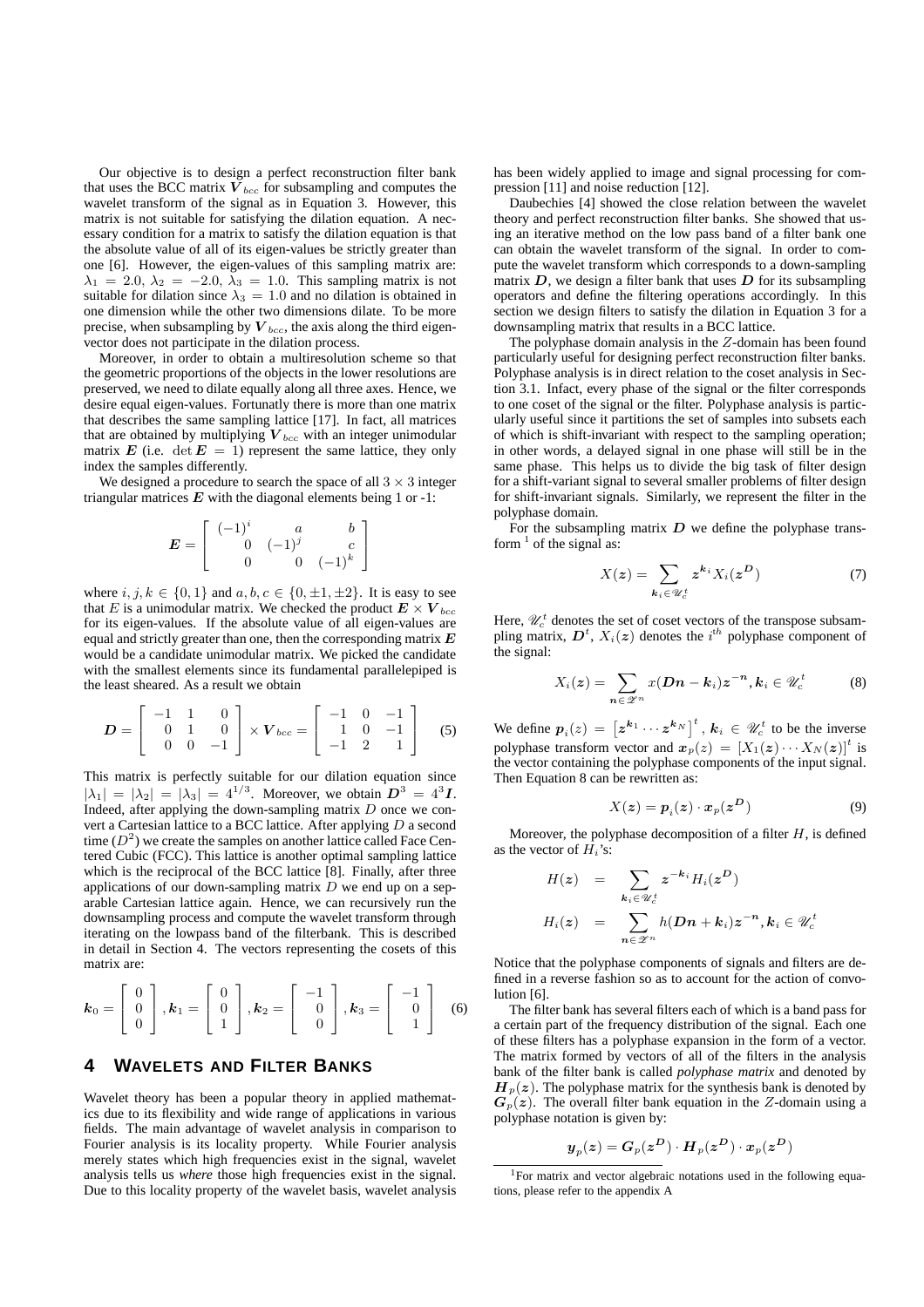Our objective is to design a perfect reconstruction filter bank that uses the BCC matrix $\boldsymbol{V}_{bcc}$ for subsampling and computes the wavelet transform of the signal as in Equation 3. However, this matrix is not suitable for satisfying the dilation equation. A necessary condition for a matrix to satisfy the dilation equation is that the absolute value of all of its eigen-values be strictly greater than one [6]. However, the eigen-values of this sampling matrix are: $\lambda_1 = 2.0$, $\lambda_2 = -2.0$, $\lambda_3 = 1.0$. This sampling matrix is not suitable for dilation since $\lambda_3 = 1.0$ and no dilation is obtained in one dimension while the other two dimensions dilate. To be more precise, when subsampling by $\boldsymbol{V}_{bcc}$, the axis along the third eigenvector does not participate in the dilation process.

Moreover, in order to obtain a multiresolution scheme so that the geometric proportions of the objects in the lower resolutions are preserved, we need to dilate equally along all three axes. Hence, we desire equal eigen-values. Fortunatly there is more than one matrix that describes the same sampling lattice [17]. In fact, all matrices that are obtained by multiplying $\boldsymbol{V}_{bcc}$ with an integer unimodular matrix $\boldsymbol{E}$ (i.e. $\det \boldsymbol{E} = 1$) represent the same lattice, they only index the samples differently.

We designed a procedure to search the space of all $3 \times 3$ integer triangular matrices $\boldsymbol{E}$ with the diagonal elements being 1 or -1:

$$\boldsymbol{E} = \begin{bmatrix} (-1)^i & a & b \\ 0 & (-1)^j & c \\ 0 & 0 & (-1)^k \end{bmatrix}$$

where $i, j, k \in \{0, 1\}$ and $a, b, c \in \{0, \pm 1, \pm 2\}$. It is easy to see that $E$ is a unimodular matrix. We checked the product $\boldsymbol{E} \times \boldsymbol{V}_{bcc}$ for its eigen-values. If the absolute value of all eigen-values are equal and strictly greater than one, then the corresponding matrix $\boldsymbol{E}$ would be a candidate unimodular matrix. We picked the candidate with the smallest elements since its fundamental parallelepiped is the least sheared. As a result we obtain

$$\boldsymbol{D} = \begin{bmatrix} -1 & 1 & 0 \\ 0 & 1 & 0 \\ 0 & 0 & -1 \end{bmatrix} \times \boldsymbol{V}_{bcc} = \begin{bmatrix} -1 & 0 & -1 \\ 1 & 0 & -1 \\ -1 & 2 & 1 \end{bmatrix} \quad (5)$$

This matrix is perfectly suitable for our dilation equation since $|\lambda_1| = |\lambda_2| = |\lambda_3| = 4^{1/3}$. Moreover, we obtain $\boldsymbol{D}^3 = 4^3 \boldsymbol{I}$. Indeed, after applying the down-sampling matrix $D$ once we convert a Cartesian lattice to a BCC lattice. After applying $D$ a second time ($D^2$) we create the samples on another lattice called Face Centered Cubic (FCC). This lattice is another optimal sampling lattice which is the reciprocal of the BCC lattice [8]. Finally, after three applications of our down-sampling matrix $D$ we end up on a separable Cartesian lattice again. Hence, we can recursively run the downsampling process and compute the wavelet transform through iterating on the lowpass band of the filterbank. This is described in detail in Section 4. The vectors representing the cosets of this matrix are:

$$\boldsymbol{k}_0 = \begin{bmatrix} 0 \\ 0 \\ 0 \end{bmatrix}, \boldsymbol{k}_1 = \begin{bmatrix} 0 \\ 0 \\ 1 \end{bmatrix}, \boldsymbol{k}_2 = \begin{bmatrix} -1 \\ 0 \\ 0 \end{bmatrix}, \boldsymbol{k}_3 = \begin{bmatrix} -1 \\ 0 \\ 1 \end{bmatrix} \quad (6)$$

# 4 Wavelets and Filter Banks

Wavelet theory has been a popular theory in applied mathematics due to its flexibility and wide range of applications in various fields. The main advantage of wavelet analysis in comparison to Fourier analysis is its locality property. While Fourier analysis merely states which high frequencies exist in the signal, wavelet analysis tells us *where* those high frequencies exist in the signal. Due to this locality property of the wavelet basis, wavelet analysis has been widely applied to image and signal processing for compression [11] and noise reduction [12].

Daubechies [4] showed the close relation between the wavelet theory and perfect reconstruction filter banks. She showed that using an iterative method on the low pass band of a filter bank one can obtain the wavelet transform of the signal. In order to compute the wavelet transform which corresponds to a down-sampling matrix $\boldsymbol{D}$, we design a filter bank that uses $\boldsymbol{D}$ for its subsampling operators and define the filtering operations accordingly. In this section we design filters to satisfy the dilation in Equation 3 for a downsampling matrix that results in a BCC lattice.

The polyphase domain analysis in the $Z$-domain has been found particularly useful for designing perfect reconstruction filter banks. Polyphase analysis is in direct relation to the coset analysis in Section 3.1. Infact, every phase of the signal or the filter corresponds to one coset of the signal or the filter. Polyphase analysis is particularly useful since it partitions the set of samples into subsets each of which is shift-invariant with respect to the sampling operation; in other words, a delayed signal in one phase will still be in the same phase. This helps us to divide the big task of filter design for a shift-variant signal to several smaller problems of filter design for shift-invariant signals. Similarly, we represent the filter in the polyphase domain.

For the subsampling matrix $\boldsymbol{D}$ we define the polyphase transform [1] of the signal as:

$$X(\boldsymbol{z}) = \sum_{\boldsymbol{k}_i \in \mathscr{U}_c^t} \boldsymbol{z}^{\boldsymbol{k}_i} X_i(\boldsymbol{z}^{\boldsymbol{D}}) \quad (7)$$

Here, $\mathscr{U}_c^t$ denotes the set of coset vectors of the transpose subsampling matrix, $\boldsymbol{D}^t$, $X_i(\boldsymbol{z})$ denotes the $i^{th}$ polyphase component of the signal:

$$X_i(\boldsymbol{z}) = \sum_{\boldsymbol{n} \in \mathscr{Z}^n} x(\boldsymbol{D}\boldsymbol{n} - \boldsymbol{k}_i)\boldsymbol{z}^{-\boldsymbol{n}}, \boldsymbol{k}_i \in \mathscr{U}_c^t \quad (8)$$

We define $\boldsymbol{p}_i(z) = \left[\boldsymbol{z}^{\boldsymbol{k}_1} \cdots \boldsymbol{z}^{\boldsymbol{k}_N}\right]^t$, $\boldsymbol{k}_i \in \mathscr{U}_c^t$ to be the inverse polyphase transform vector and $\boldsymbol{x}_p(z) = \left[X_1(\boldsymbol{z}) \cdots X_N(\boldsymbol{z})\right]^t$ is the vector containing the polyphase components of the input signal. Then Equation 8 can be rewritten as:

$$X(\boldsymbol{z}) = \boldsymbol{p}_i(\boldsymbol{z}) \cdot \boldsymbol{x}_p(\boldsymbol{z}^{\boldsymbol{D}}) \quad (9)$$

Moreover, the polyphase decomposition of a filter $H$, is defined as the vector of $H_i$'s:

$$\begin{aligned} H(\boldsymbol{z}) &= \sum_{\boldsymbol{k}_i \in \mathscr{U}_c^t} \boldsymbol{z}^{-\boldsymbol{k}_i} H_i(\boldsymbol{z}^{\boldsymbol{D}}) \\ H_i(\boldsymbol{z}) &= \sum_{\boldsymbol{n} \in \mathscr{Z}^n} h(\boldsymbol{D}\boldsymbol{n} + \boldsymbol{k}_i)\boldsymbol{z}^{-\boldsymbol{n}}, \boldsymbol{k}_i \in \mathscr{U}_c^t \end{aligned}$$

Notice that the polyphase components of signals and filters are defined in a reverse fashion so as to account for the action of convolution [6].

The filter bank has several filters each of which is a band pass for a certain part of the frequency distribution of the signal. Each one of these filters has a polyphase expansion in the form of a vector. The matrix formed by vectors of all of the filters in the analysis bank of the filter bank is called *polyphase matrix* and denoted by $\boldsymbol{H}_p(\boldsymbol{z})$. The polyphase matrix for the synthesis bank is denoted by $\boldsymbol{G}_p(\boldsymbol{z})$. The overall filter bank equation in the $Z$-domain using a polyphase notation is given by:

$$\boldsymbol{y}_p(\boldsymbol{z}) = \boldsymbol{G}_p(\boldsymbol{z}^{\boldsymbol{D}}) \cdot \boldsymbol{H}_p(\boldsymbol{z}^{\boldsymbol{D}}) \cdot \boldsymbol{x}_p(\boldsymbol{z}^{\boldsymbol{D}})$$

[1] For matrix and vector algebraic notations used in the following equations, please refer to the appendix A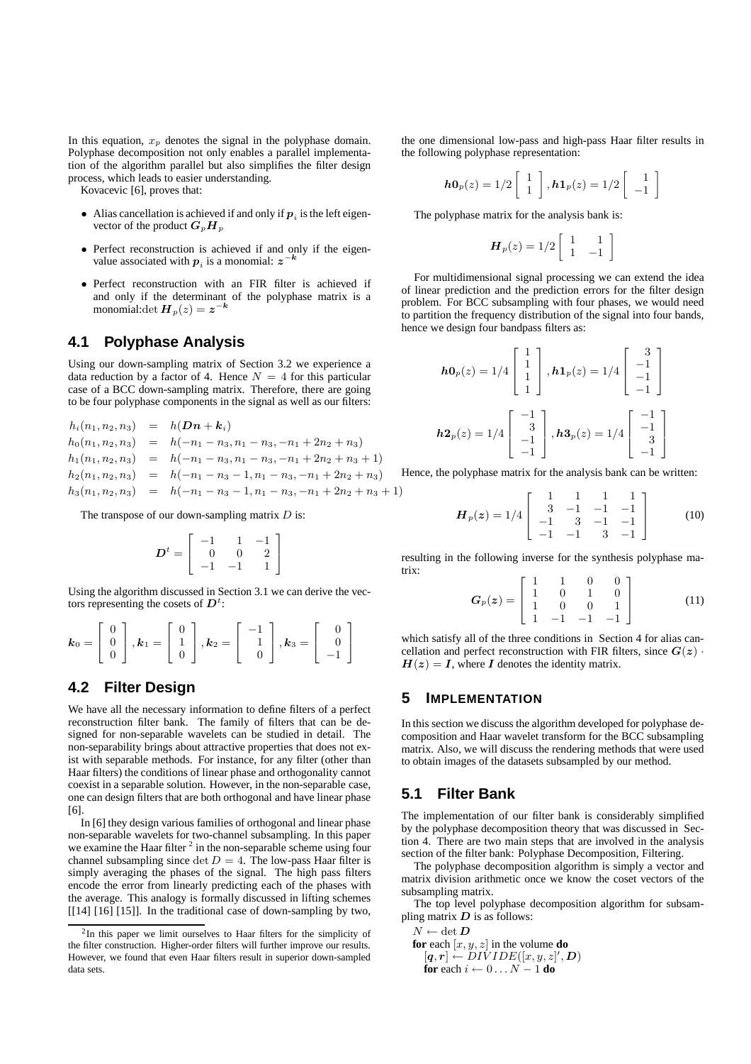In this equation, $x_p$ denotes the signal in the polyphase domain. Polyphase decomposition not only enables a parallel implementation of the algorithm parallel but also simplifies the filter design process, which leads to easier understanding.

Kovacevic [6], proves that:

- Alias cancellation is achieved if and only if $\boldsymbol{p}_i$ is the left eigenvector of the product $\boldsymbol{G}_p \boldsymbol{H}_p$
- Perfect reconstruction is achieved if and only if the eigenvalue associated with $\boldsymbol{p}_i$ is a monomial: $\boldsymbol{z}^{-\boldsymbol{k}}$
- Perfect reconstruction with an FIR filter is achieved if and only if the determinant of the polyphase matrix is a monomial: $\det \boldsymbol{H}_p(z) = \boldsymbol{z}^{-\boldsymbol{k}}$

## 4.1 Polyphase Analysis

Using our down-sampling matrix of Section 3.2 we experience a data reduction by a factor of 4. Hence $N = 4$ for this particular case of a BCC down-sampling matrix. Therefore, there are going to be four polyphase components in the signal as well as our filters:

$$
\begin{aligned}
h_i(n_1, n_2, n_3) &= h(\boldsymbol{D}\boldsymbol{n} + \boldsymbol{k}_i) \\
h_0(n_1, n_2, n_3) &= h(-n_1 - n_3, n_1 - n_3, -n_1 + 2n_2 + n_3) \\
h_1(n_1, n_2, n_3) &= h(-n_1 - n_3, n_1 - n_3, -n_1 + 2n_2 + n_3 + 1) \\
h_2(n_1, n_2, n_3) &= h(-n_1 - n_3 - 1, n_1 - n_3, -n_1 + 2n_2 + n_3) \\
h_3(n_1, n_2, n_3) &= h(-n_1 - n_3 - 1, n_1 - n_3, -n_1 + 2n_2 + n_3 + 1)
\end{aligned}
$$

The transpose of our down-sampling matrix $D$ is:

$$
\boldsymbol{D}^t = \begin{bmatrix} -1 & 1 & -1 \\ 0 & 0 & 2 \\ -1 & -1 & 1 \end{bmatrix}
$$

Using the algorithm discussed in Section 3.1 we can derive the vectors representing the cosets of $\boldsymbol{D}^t$:

$$
\boldsymbol{k}_0 = \begin{bmatrix} 0 \\ 0 \\ 0 \end{bmatrix}, \boldsymbol{k}_1 = \begin{bmatrix} 0 \\ 1 \\ 0 \end{bmatrix}, \boldsymbol{k}_2 = \begin{bmatrix} -1 \\ 1 \\ 0 \end{bmatrix}, \boldsymbol{k}_3 = \begin{bmatrix} 0 \\ 0 \\ -1 \end{bmatrix}
$$

## 4.2 Filter Design

We have all the necessary information to define filters of a perfect reconstruction filter bank. The family of filters that can be designed for non-separable wavelets can be studied in detail. The non-separability brings about attractive properties that does not exist with separable methods. For instance, for any filter (other than Haar filters) the conditions of linear phase and orthogonality cannot coexist in a separable solution. However, in the non-separable case, one can design filters that are both orthogonal and have linear phase [6].

In [6] they design various families of orthogonal and linear phase non-separable wavelets for two-channel subsampling. In this paper we examine the Haar filter [2] in the non-separable scheme using four channel subsampling since $\det D = 4$. The low-pass Haar filter is simply averaging the phases of the signal. The high pass filters encode the error from linearly predicting each of the phases with the average. This analogy is formally discussed in lifting schemes [[14] [16] [15]]. In the traditional case of down-sampling by two, the one dimensional low-pass and high-pass Haar filter results in the following polyphase representation:

$$
\boldsymbol{h0}_p(z) = 1/2 \begin{bmatrix} 1 \\ 1 \end{bmatrix}, \boldsymbol{h1}_p(z) = 1/2 \begin{bmatrix} 1 \\ -1 \end{bmatrix}
$$

The polyphase matrix for the analysis bank is:

$$
\boldsymbol{H}_p(z) = 1/2 \begin{bmatrix} 1 & 1 \\ 1 & -1 \end{bmatrix}
$$

For multidimensional signal processing we can extend the idea of linear prediction and the prediction errors for the filter design problem. For BCC subsampling with four phases, we would need to partition the frequency distribution of the signal into four bands, hence we design four bandpass filters as:

$$
\boldsymbol{h0}_p(z) = 1/4 \begin{bmatrix} 1 \\ 1 \\ 1 \\ 1 \end{bmatrix}, \boldsymbol{h1}_p(z) = 1/4 \begin{bmatrix} 3 \\ -1 \\ -1 \\ -1 \end{bmatrix}
$$

$$
\boldsymbol{h2}_p(z) = 1/4 \begin{bmatrix} -1 \\ 3 \\ -1 \\ -1 \end{bmatrix}, \boldsymbol{h3}_p(z) = 1/4 \begin{bmatrix} -1 \\ -1 \\ 3 \\ -1 \end{bmatrix}
$$

Hence, the polyphase matrix for the analysis bank can be written:

$$
\boldsymbol{H}_p(\boldsymbol{z}) = 1/4 \begin{bmatrix} 1 & 1 & 1 & 1 \\ 3 & -1 & -1 & -1 \\ -1 & 3 & -1 & -1 \\ -1 & -1 & 3 & -1 \end{bmatrix} \tag{10}
$$

resulting in the following inverse for the synthesis polyphase matrix:

$$
\boldsymbol{G}_p(\boldsymbol{z}) = \begin{bmatrix} 1 & 1 & 0 & 0 \\ 1 & 0 & 1 & 0 \\ 1 & 0 & 0 & 1 \\ 1 & -1 & -1 & -1 \end{bmatrix} \tag{11}
$$

which satisfy all of the three conditions in Section 4 for alias cancellation and perfect reconstruction with FIR filters, since $\boldsymbol{G}(\boldsymbol{z}) \cdot \boldsymbol{H}(\boldsymbol{z}) = \boldsymbol{I}$, where $\boldsymbol{I}$ denotes the identity matrix.

# 5 IMPLEMENTATION

In this section we discuss the algorithm developed for polyphase decomposition and Haar wavelet transform for the BCC subsampling matrix. Also, we will discuss the rendering methods that were used to obtain images of the datasets subsampled by our method.

## 5.1 Filter Bank

The implementation of our filter bank is considerably simplified by the polyphase decomposition theory that was discussed in Section 4. There are two main steps that are involved in the analysis section of the filter bank: Polyphase Decomposition, Filtering.

The polyphase decomposition algorithm is simply a vector and matrix division arithmetic once we know the coset vectors of the subsampling matrix.

The top level polyphase decomposition algorithm for subsampling matrix $\boldsymbol{D}$ is as follows:

$N \leftarrow \det \boldsymbol{D}$
**for** each $[x, y, z]$ in the volume **do**
  $[\boldsymbol{q}, \boldsymbol{r}] \leftarrow DIVIDE([x, y, z]', \boldsymbol{D})$
  **for** each $i \leftarrow 0 \ldots N - 1$ **do**

[2] In this paper we limit ourselves to Haar filters for the simplicity of the filter construction. Higher-order filters will further improve our results. However, we found that even Haar filters result in superior down-sampled data sets.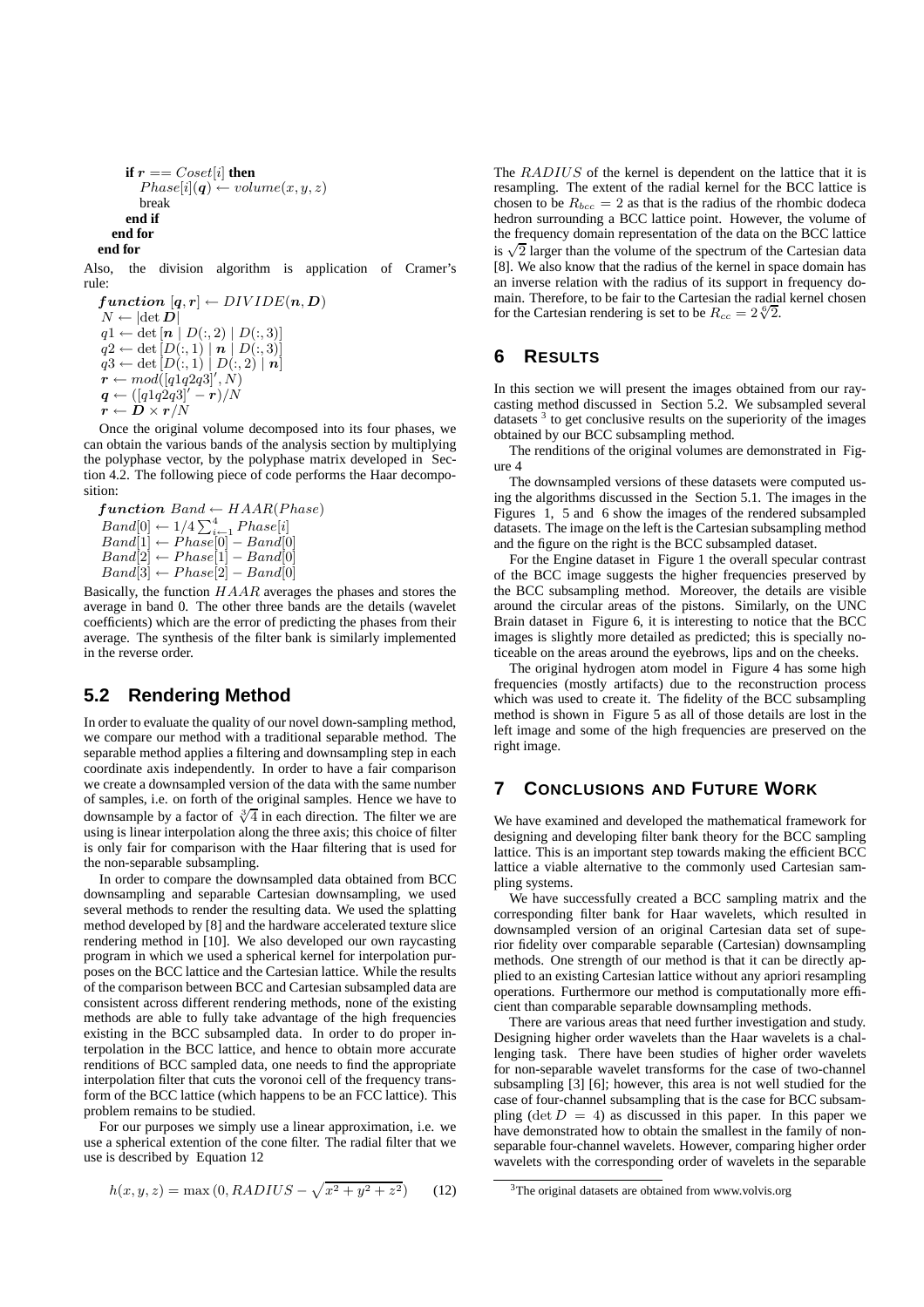```
        if r == Coset[i] then
          Phase[i](q) ← volume(x, y, z)
          break
        end if
      end for
    end for
```

Also, the division algorithm is application of Cramer's rule:

```
function [q, r] ← DIVIDE(n, D)
N ← |det D|
q1 ← det [n | D(:, 2) | D(:, 3)]
q2 ← det [D(:, 1) | n | D(:, 3)]
q3 ← det [D(:, 1) | D(:, 2) | n]
r ← mod([q1q2q3]′, N)
q ← ([q1q2q3]′ − r)/N
r ← D × r/N
```

Once the original volume decomposed into its four phases, we can obtain the various bands of the analysis section by multiplying the polyphase vector, by the polyphase matrix developed in Section 4.2. The following piece of code performs the Haar decomposition:

```
function Band ← HAAR(Phase)
Band[0] ← 1/4 Σ_{i=1}^{4} Phase[i]
Band[1] ← Phase[0] − Band[0]
Band[2] ← Phase[1] − Band[0]
Band[3] ← Phase[2] − Band[0]
```

Basically, the function $HAAR$ averages the phases and stores the average in band 0. The other three bands are the details (wavelet coefficients) which are the error of predicting the phases from their average. The synthesis of the filter bank is similarly implemented in the reverse order.

## 5.2 Rendering Method

In order to evaluate the quality of our novel down-sampling method, we compare our method with a traditional separable method. The separable method applies a filtering and downsampling step in each coordinate axis independently. In order to have a fair comparison we create a downsampled version of the data with the same number of samples, i.e. on forth of the original samples. Hence we have to downsample by a factor of $\sqrt[3]{4}$ in each direction. The filter we are using is linear interpolation along the three axis; this choice of filter is only fair for comparison with the Haar filtering that is used for the non-separable subsampling.

In order to compare the downsampled data obtained from BCC downsampling and separable Cartesian downsampling, we used several methods to render the resulting data. We used the splatting method developed by [8] and the hardware accelerated texture slice rendering method in [10]. We also developed our own raycasting program in which we used a spherical kernel for interpolation purposes on the BCC lattice and the Cartesian lattice. While the results of the comparison between BCC and Cartesian subsampled data are consistent across different rendering methods, none of the existing methods are able to fully take advantage of the high frequencies existing in the BCC subsampled data. In order to do proper interpolation in the BCC lattice, and hence to obtain more accurate renditions of BCC sampled data, one needs to find the appropriate interpolation filter that cuts the voronoi cell of the frequency transform of the BCC lattice (which happens to be an FCC lattice). This problem remains to be studied.

For our purposes we simply use a linear approximation, i.e. we use a spherical extention of the cone filter. The radial filter that we use is described by Equation 12

$$h(x, y, z) = \max\left(0, RADIUS - \sqrt{x^2 + y^2 + z^2}\right) \qquad (12)$$

The $RADIUS$ of the kernel is dependent on the lattice that it is resampling. The extent of the radial kernel for the BCC lattice is chosen to be $R_{bcc} = 2$ as that is the radius of the rhombic dodeca hedron surrounding a BCC lattice point. However, the volume of the frequency domain representation of the data on the BCC lattice is $\sqrt{2}$ larger than the volume of the spectrum of the Cartesian data [8]. We also know that the radius of the kernel in space domain has an inverse relation with the radius of its support in frequency domain. Therefore, to be fair to the Cartesian the radial kernel chosen for the Cartesian rendering is set to be $R_{cc} = 2\sqrt[6]{2}$.

# 6 Results

In this section we will present the images obtained from our raycasting method discussed in Section 5.2. We subsampled several datasets [3] to get conclusive results on the superiority of the images obtained by our BCC subsampling method.

The renditions of the original volumes are demonstrated in Figure 4

The downsampled versions of these datasets were computed using the algorithms discussed in the Section 5.1. The images in the Figures 1, 5 and 6 show the images of the rendered subsampled datasets. The image on the left is the Cartesian subsampling method and the figure on the right is the BCC subsampled dataset.

For the Engine dataset in Figure 1 the overall specular contrast of the BCC image suggests the higher frequencies preserved by the BCC subsampling method. Moreover, the details are visible around the circular areas of the pistons. Similarly, on the UNC Brain dataset in Figure 6, it is interesting to notice that the BCC images is slightly more detailed as predicted; this is specially noticeable on the areas around the eyebrows, lips and on the cheeks.

The original hydrogen atom model in Figure 4 has some high frequencies (mostly artifacts) due to the reconstruction process which was used to create it. The fidelity of the BCC subsampling method is shown in Figure 5 as all of those details are lost in the left image and some of the high frequencies are preserved on the right image.

# 7 Conclusions and Future Work

We have examined and developed the mathematical framework for designing and developing filter bank theory for the BCC sampling lattice. This is an important step towards making the efficient BCC lattice a viable alternative to the commonly used Cartesian sampling systems.

We have successfully created a BCC sampling matrix and the corresponding filter bank for Haar wavelets, which resulted in downsampled version of an original Cartesian data set of superior fidelity over comparable separable (Cartesian) downsampling methods. One strength of our method is that it can be directly applied to an existing Cartesian lattice without any apriori resampling operations. Furthermore our method is computationally more efficient than comparable separable downsampling methods.

There are various areas that need further investigation and study. Designing higher order wavelets than the Haar wavelets is a challenging task. There have been studies of higher order wavelets for non-separable wavelet transforms for the case of two-channel subsampling [3] [6]; however, this area is not well studied for the case of four-channel subsampling that is the case for BCC subsampling ($\det D = 4$) as discussed in this paper. In this paper we have demonstrated how to obtain the smallest in the family of non-separable four-channel wavelets. However, comparing higher order wavelets with the corresponding order of wavelets in the separable

[3] The original datasets are obtained from www.volvis.org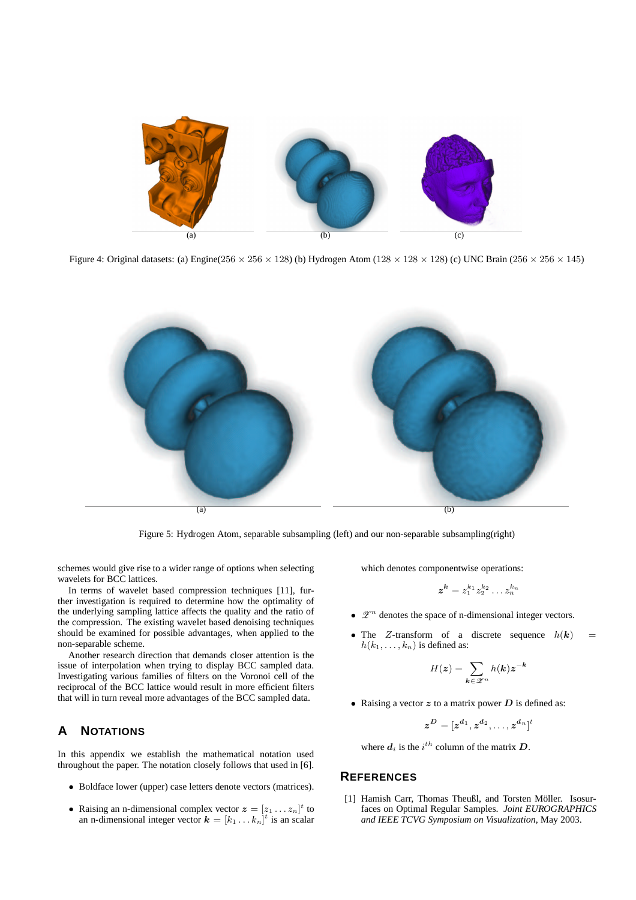(a) (b) (c)

Figure 4: Original datasets: (a) Engine($256 \times 256 \times 128$) (b) Hydrogen Atom ($128 \times 128 \times 128$) (c) UNC Brain ($256 \times 256 \times 145$)

(a) (b)

Figure 5: Hydrogen Atom, separable subsampling (left) and our non-separable subsampling(right)

schemes would give rise to a wider range of options when selecting wavelets for BCC lattices.

In terms of wavelet based compression techniques [11], further investigation is required to determine how the optimality of the underlying sampling lattice affects the quality and the ratio of the compression. The existing wavelet based denoising techniques should be examined for possible advantages, when applied to the non-separable scheme.

Another research direction that demands closer attention is the issue of interpolation when trying to display BCC sampled data. Investigating various families of filters on the Voronoi cell of the reciprocal of the BCC lattice would result in more efficient filters that will in turn reveal more advantages of the BCC sampled data.

## A Notations

In this appendix we establish the mathematical notation used throughout the paper. The notation closely follows that used in [6].

- Boldface lower (upper) case letters denote vectors (matrices).
- Raising an n-dimensional complex vector $\boldsymbol{z} = [z_1 \dots z_n]^t$ to an n-dimensional integer vector $\boldsymbol{k} = [k_1 \dots k_n]^t$ is an scalar which denotes componentwise operations:

$$\boldsymbol{z}^{\boldsymbol{k}} = z_1^{k_1} z_2^{k_2} \dots z_n^{k_n}$$

- $\mathscr{Z}^n$ denotes the space of n-dimensional integer vectors.
- The $Z$-transform of a discrete sequence $h(\boldsymbol{k}) = h(k_1, \dots, k_n)$ is defined as:

$$H(\boldsymbol{z}) = \sum_{\boldsymbol{k} \in \mathscr{Z}^n} h(\boldsymbol{k}) \boldsymbol{z}^{-\boldsymbol{k}}$$

- Raising a vector $\boldsymbol{z}$ to a matrix power $\boldsymbol{D}$ is defined as:

$$\boldsymbol{z}^{\boldsymbol{D}} = [\boldsymbol{z}^{\boldsymbol{d}_1}, \boldsymbol{z}^{\boldsymbol{d}_2}, \dots, \boldsymbol{z}^{\boldsymbol{d}_n}]^t$$

where $\boldsymbol{d}_i$ is the $i^{th}$ column of the matrix $\boldsymbol{D}$.

## References

[1] Hamish Carr, Thomas Theußl, and Torsten Möller. Isosurfaces on Optimal Regular Samples. *Joint EUROGRAPHICS and IEEE TCVG Symposium on Visualization*, May 2003.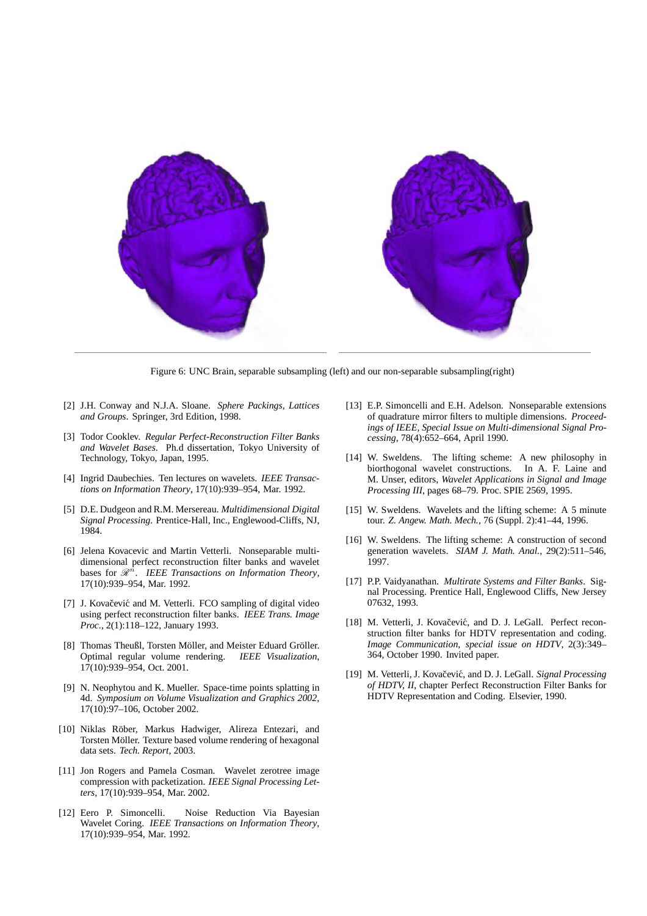Figure 6: UNC Brain, separable subsampling (left) and our non-separable subsampling(right)

[2] J.H. Conway and N.J.A. Sloane. *Sphere Packings, Lattices and Groups*. Springer, 3rd Edition, 1998.

[3] Todor Cooklev. *Regular Perfect-Reconstruction Filter Banks and Wavelet Bases*. Ph.d dissertation, Tokyo University of Technology, Tokyo, Japan, 1995.

[4] Ingrid Daubechies. Ten lectures on wavelets. *IEEE Transactions on Information Theory*, 17(10):939–954, Mar. 1992.

[5] D.E. Dudgeon and R.M. Mersereau. *Multidimensional Digital Signal Processing*. Prentice-Hall, Inc., Englewood-Cliffs, NJ, 1984.

[6] Jelena Kovacevic and Martin Vetterli. Nonseparable multidimensional perfect reconstruction filter banks and wavelet bases for $\mathscr{R}^n$. *IEEE Transactions on Information Theory*, 17(10):939–954, Mar. 1992.

[7] J. Kovačević and M. Vetterli. FCO sampling of digital video using perfect reconstruction filter banks. *IEEE Trans. Image Proc.*, 2(1):118–122, January 1993.

[8] Thomas Theußl, Torsten Möller, and Meister Eduard Gröller. Optimal regular volume rendering. *IEEE Visualization*, 17(10):939–954, Oct. 2001.

[9] N. Neophytou and K. Mueller. Space-time points splatting in 4d. *Symposium on Volume Visualization and Graphics 2002*, 17(10):97–106, October 2002.

[10] Niklas Röber, Markus Hadwiger, Alireza Entezari, and Torsten Möller. Texture based volume rendering of hexagonal data sets. *Tech. Report*, 2003.

[11] Jon Rogers and Pamela Cosman. Wavelet zerotree image compression with packetization. *IEEE Signal Processing Letters*, 17(10):939–954, Mar. 2002.

[12] Eero P. Simoncelli. Noise Reduction Via Bayesian Wavelet Coring. *IEEE Transactions on Information Theory*, 17(10):939–954, Mar. 1992.

[13] E.P. Simoncelli and E.H. Adelson. Nonseparable extensions of quadrature mirror filters to multiple dimensions. *Proceedings of IEEE, Special Issue on Multi-dimensional Signal Processing*, 78(4):652–664, April 1990.

[14] W. Sweldens. The lifting scheme: A new philosophy in biorthogonal wavelet constructions. In A. F. Laine and M. Unser, editors, *Wavelet Applications in Signal and Image Processing III*, pages 68–79. Proc. SPIE 2569, 1995.

[15] W. Sweldens. Wavelets and the lifting scheme: A 5 minute tour. *Z. Angew. Math. Mech.*, 76 (Suppl. 2):41–44, 1996.

[16] W. Sweldens. The lifting scheme: A construction of second generation wavelets. *SIAM J. Math. Anal.*, 29(2):511–546, 1997.

[17] P.P. Vaidyanathan. *Multirate Systems and Filter Banks*. Signal Processing. Prentice Hall, Englewood Cliffs, New Jersey 07632, 1993.

[18] M. Vetterli, J. Kovačević, and D. J. LeGall. Perfect reconstruction filter banks for HDTV representation and coding. *Image Communication, special issue on HDTV*, 2(3):349–364, October 1990. Invited paper.

[19] M. Vetterli, J. Kovačević, and D. J. LeGall. *Signal Processing of HDTV, II*, chapter Perfect Reconstruction Filter Banks for HDTV Representation and Coding. Elsevier, 1990.